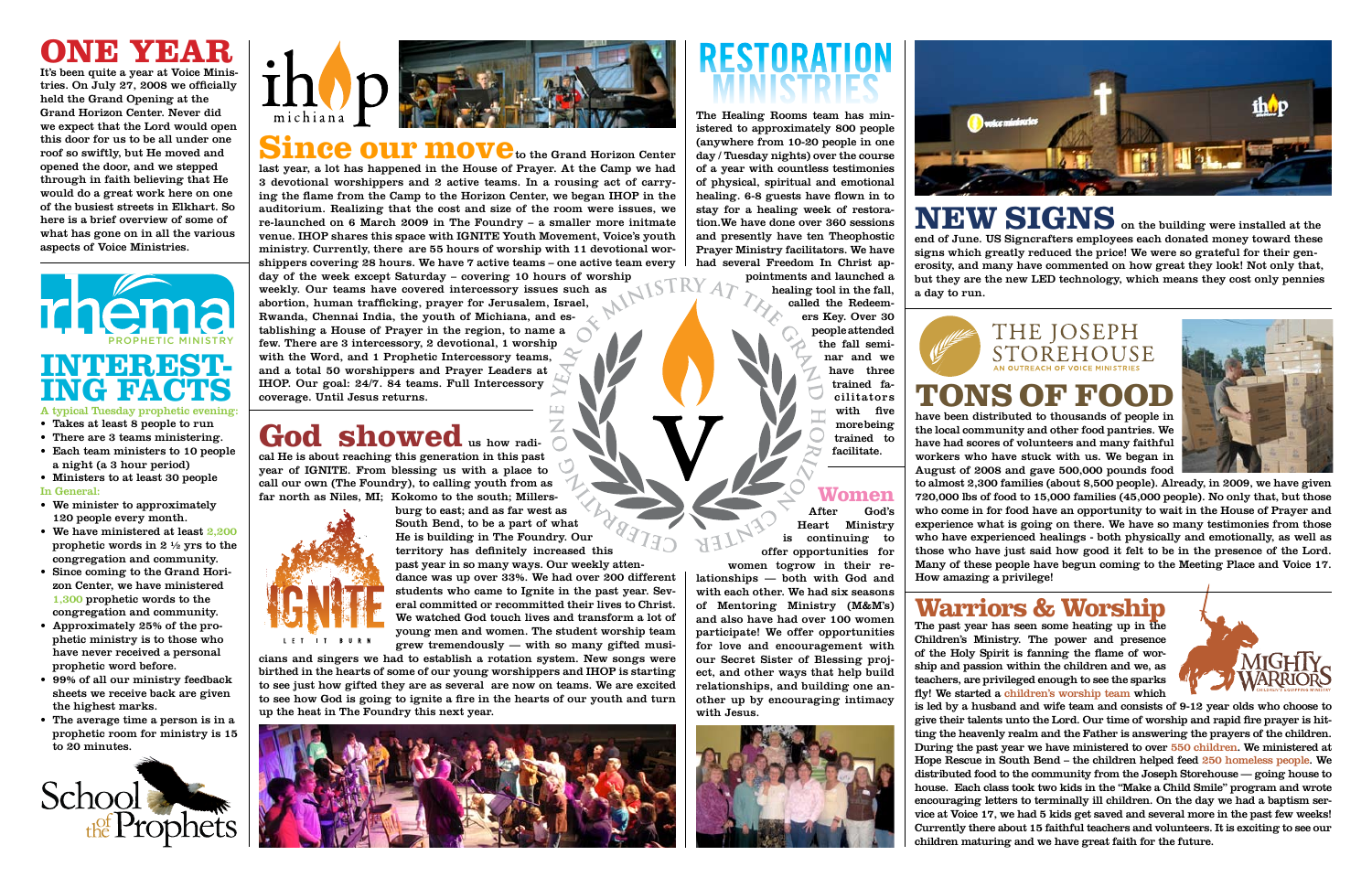# ONE YEAR

It's been quite a year at Voice Ministries. On July 27, 2008 we officially held the Grand Opening at the Grand Horizon Center. Never did we expect that the Lord would open this door for us to be all under one roof so swiftly, but He moved and opened the door, and we stepped through in faith believing that He would do a great work here on one of the busiest streets in Elkhart. So here is a brief overview of some of what has gone on in all the various aspects of Voice Ministries.

## rhema PROPHETIC MINISTRY

## INTERESTING FACTS

**A typical Tuesday prophetic evening:**

- Takes at least 8 people to run
- There are 3 teams ministering.
- Each team ministers to 10 people a night (a 3 hour period)
- Ministers to at least 30 people

**In General:**

- We minister to approximately 120 people every month.
- We have ministered at least 2,200 prophetic words in 2 ½ yrs to the congregation and community.
- Since coming to the Grand Horizon Center, we have ministered 1,300 prophetic words to the congregation and community.
- Approximately 25% of the prophetic ministry is to those who have never received a personal prophetic word before.
- 99% of all our ministry feedback sheets we receive back are given the highest marks.
- The average time a person is in a prophetic room for ministry is 15 to 20 minutes.

School of the Prophets

## ihop michiana

**Since our move** to the Grand Horizon Center last year, a lot has happened in the House of Prayer. At the Camp we had 3 devotional worshippers and 2 active teams. In a rousing act of carrying the flame from the Camp to the Horizon Center, we began IHOP in the auditorium. Realizing that the cost and size of the room were issues, we re-launched on 6 March 2009 in The Foundry – a smaller more intimate venue. IHOP shares this space with IGNITE Youth Movement, Voice's youth ministry. Currently, there are 55 hours of worship with 11 devotional worshippers covering 28 hours. We have 7 active teams – one active team every day of the week except Saturday – covering 10 hours of worship weekly. Our teams have covered intercessory issues such as abortion, human trafficking, prayer for Jerusalem, Israel, Rwanda, Chennai India, the youth of Michiana, and establishing a House of Prayer in the region, to name a few. There are 3 intercessory, 2 devotional, 1 worship with the Word, and 1 Prophetic Intercessory teams, and a total 50 worshippers and Prayer Leaders at IHOP. Our goal: 24/7. 84 teams. Full Intercessory coverage. Until Jesus returns.

## IGNITE

**God showed** us how radical He is about reaching this generation in this past year of IGNITE. From blessing us with a place to call our own (The Foundry), to calling youth from as far north as Niles, MI; Kokomo to the south; Millersburg to east; and as far west as South Bend, to be a part of what He is building in The Foundry. Our territory has definitely increased this past year in so many ways. Our weekly attendance was up over 33%. We had over 200 different students who came to Ignite in the past year. Several committed or recommitted their lives to Christ. We watched God touch lives and transform a lot of young men and women. The student worship team grew tremendously — with so many gifted musicians and singers we had to establish a rotation system. New songs were birthed in the hearts of some of our young worshippers and IHOP is starting to see just how gifted they are as several are now on teams. We are excited to see how God is going to ignite a fire in the hearts of our youth and turn up the heat in The Foundry this next year.

CELEBRATING ONE YEAR OF MINISTRY AT THE GRAND HORIZON CENTER

# RESTORATION MINISTRIES

The Healing Rooms team has ministered to approximately 800 people (anywhere from 10-20 people in one day / Tuesday nights) over the course of a year with countless testimonies of physical, spiritual and emotional healing. 6-8 guests have flown in to stay for a healing week of restoration. We have done over 360 sessions and presently have ten Theophostic Prayer Ministry facilitators. We have had several Freedom In Christ appointments and launched a healing tool in the fall, called the Redeemers Key. Over 30 people attended the fall seminar and we have three trained facilitators with five more being trained to facilitate.

## Women

After God's Heart Ministry is continuing to offer opportunities for women to grow in their relationships — both with God and with each other. We had six seasons of Mentoring Ministry (M&M's) and also have had over 100 women participate! We offer opportunities for love and encouragement with our Secret Sister of Blessing project, and other ways that help build relationships, and building one another up by encouraging intimacy with Jesus.

**NEW SIGNS** on the building were installed at the end of June. US Signcrafters employees each donated money toward these signs which greatly reduced the price! We were so grateful for their generosity, and many have commented on how great they look! Not only that, but they are the new LED technology, which means they cost only pennies a day to run.

## THE JOSEPH STOREHOUSE
AN OUTREACH OF VOICE MINISTRIES

## TONS OF FOOD

have been distributed to thousands of people in the local community and other food pantries. We have had scores of volunteers and many faithful workers who have stuck with us. We began in August of 2008 and gave 500,000 pounds food to almost 2,300 families (about 8,500 people). Already, in 2009, we have given 720,000 lbs of food to 15,000 families (45,000 people). No only that, but those who come in for food have an opportunity to wait in the House of Prayer and experience what is going on there. We have so many testimonies from those who have experienced healings - both physically and emotionally, as well as those who have just said how good it felt to be in the presence of the Lord. Many of these people have begun coming to the Meeting Place and Voice 17. How amazing a privilege!

## Warriors & Worship

MIGHTY WARRIORS CHILDREN'S WORSHIPPING MINISTRY

The past year has seen some heating up in the Children's Ministry. The power and presence of the Holy Spirit is fanning the flame of worship and passion within the children and we, as teachers, are privileged enough to see the sparks fly! We started a children's worship team which is led by a husband and wife team and consists of 9-12 year olds who choose to give their talents unto the Lord. Our time of worship and rapid fire prayer is hitting the heavenly realm and the Father is answering the prayers of the children. During the past year we have ministered to over 550 children. We ministered at Hope Rescue in South Bend – the children helped feed 250 homeless people. We distributed food to the community from the Joseph Storehouse — going house to house. Each class took two kids in the "Make a Child Smile" program and wrote encouraging letters to terminally ill children. On the day we had a baptism service at Voice 17, we had 5 kids get saved and several more in the past few weeks! Currently there about 15 faithful teachers and volunteers. It is exciting to see our children maturing and we have great faith for the future.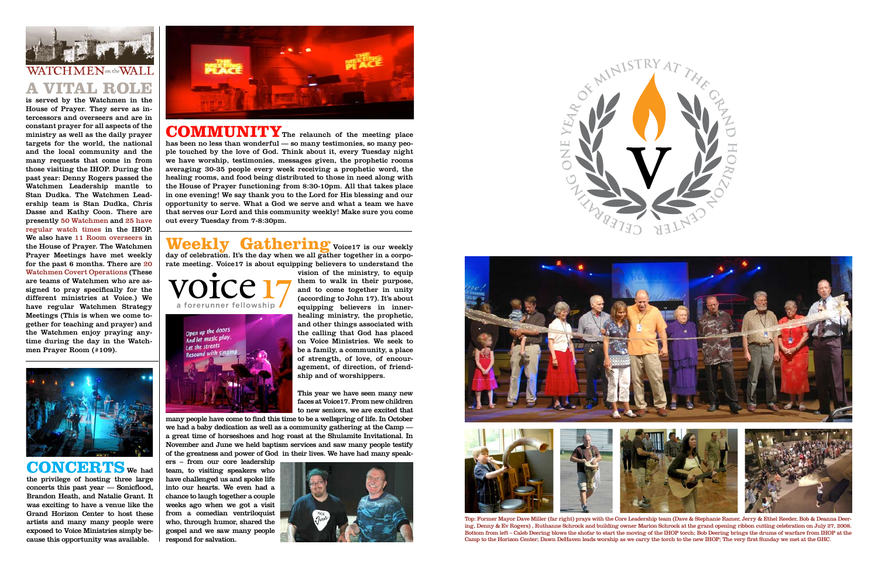WATCHMEN on the WALL

## A VITAL ROLE

is served by the Watchmen in the House of Prayer. They serve as intercessors and overseers and are in constant prayer for all aspects of the ministry as well as the daily prayer targets for the world, the national and the local community and the many requests that come in from those visiting the IHOP. During the past year: Denny Rogers passed the Watchmen Leadership mantle to Stan Dudka. The Watchmen Leadership team is Stan Dudka, Chris Dasse and Kathy Coon. There are presently 50 Watchmen and 25 have regular watch times in the IHOP. We also have 11 Room overseers in the House of Prayer. The Watchmen Prayer Meetings have met weekly for the past 6 months. There are 20 Watchmen Covert Operations (These are teams of Watchmen who are assigned to pray specifically for the different ministries at Voice.) We have regular Watchmen Strategy Meetings (This is when we come together for teaching and prayer) and the Watchmen enjoy praying anytime during the day in the Watchmen Prayer Room (#109).

## CONCERTS

We had the privilege of hosting three large concerts this past year — Sonicflood, Brandon Heath, and Natalie Grant. It was exciting to have a venue like the Grand Horizon Center to host these artists and many many people were exposed to Voice Ministries simply because this opportunity was available.

## COMMUNITY

The relaunch of the meeting place has been no less than wonderful — so many testimonies, so many people touched by the love of God. Think about it, every Tuesday night we have worship, testimonies, messages given, the prophetic rooms averaging 30-35 people every week receiving a prophetic word, the healing rooms, and food being distributed to those in need along with the House of Prayer functioning from 8:30-10pm. All that takes place in one evening! We say thank you to the Lord for His blessing and our opportunity to serve. What a God we serve and what a team we have that serves our Lord and this community weekly! Make sure you come out every Tuesday from 7-8:30pm.

## Weekly Gathering

Voice17 is our weekly day of celebration. It's the day when we all gather together in a corporate meeting. Voice17 is about equipping believers to understand the vision of the ministry, to equip them to walk in their purpose, and to come together in unity (according to John 17). It's about equipping believers in inner-healing ministry, the prophetic, and other things associated with the calling that God has placed on Voice Ministries. We seek to be a family, a community, a place of strength, of love, of encouragement, of direction, of friendship and of worshippers.

voice 17
a forerunner fellowship

This year we have seen many new faces at Voice17. From new children to new seniors, we are excited that many people have come to find this time to be a wellspring of life. In October we had a baby dedication as well as a community gathering at the Camp — a great time of horseshoes and hog roast at the Shulamite Invitational. In November and June we held baptism services and saw many people testify of the greatness and power of God in their lives. We have had many speakers – from our core leadership team, to visiting speakers who have challenged us and spoke life into our hearts. We even had a chance to laugh together a couple weeks ago when we got a visit from a comedian ventriloquist who, through humor, shared the gospel and we saw many people respond for salvation.

CELEBRATING ONE YEAR OF MINISTRY AT THE GRAND HORIZON CENTER

Top: Former Mayor Dave Miller (far right) prays with the Core Leadership team (Dave & Stephanie Ramer, Jerry & Ethel Reeder, Bob & Deanna Deering, Denny & Ev Rogers), Ruthanne Schrock and building owner Marion Schrock at the grand opening ribbon cutting celebration on July 27, 2008. Bottom from left – Caleb Deering blows the shofar to start the moving of the IHOP torch; Bob Deering brings the drums of warfare from IHOP at the Camp to the Horizon Center; Dawn DeHaven leads worship as we carry the torch to the new IHOP; The very first Sunday we met at the GHC.